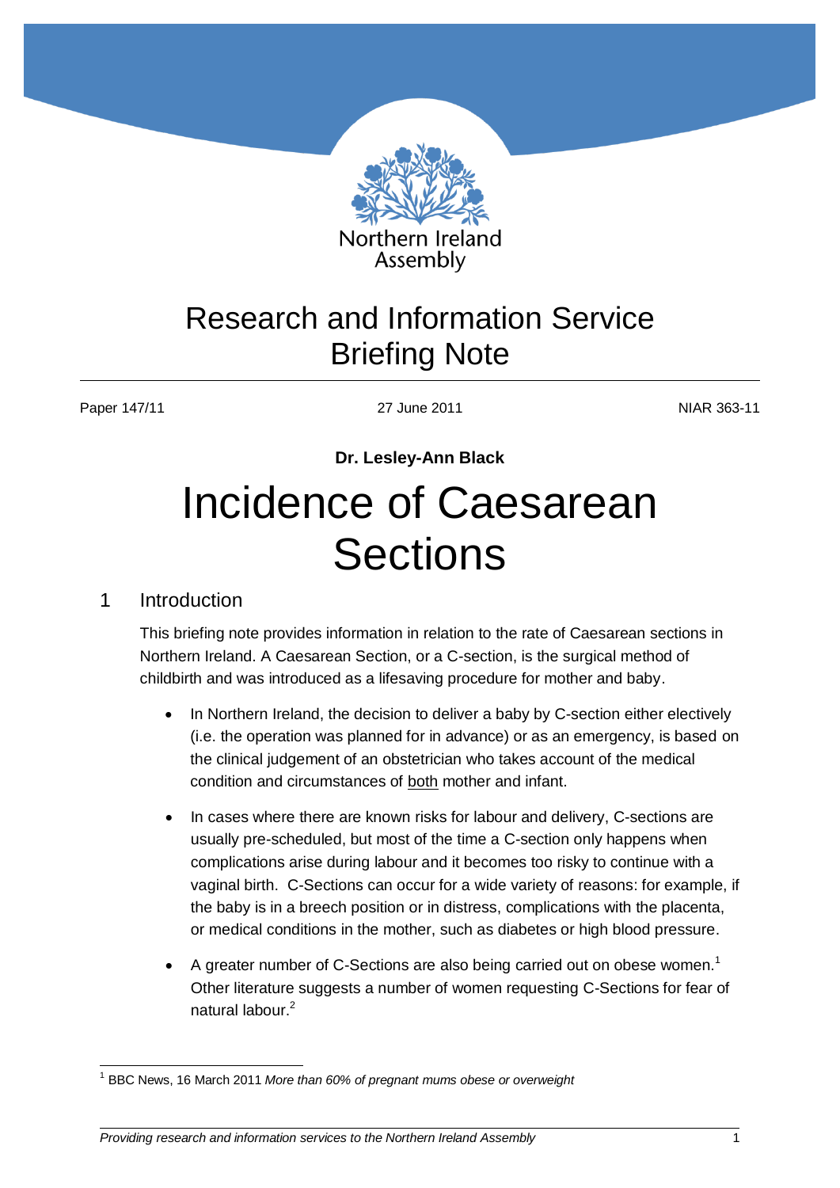Northern Ireland Assembly

# Research and Information Service Briefing Note

Paper 147/11 | 27 June 2011 | NIAR 363-11

**Dr. Lesley-Ann Black**

# Incidence of Caesarean Sections

## 1 Introduction

This briefing note provides information in relation to the rate of Caesarean sections in Northern Ireland. A Caesarean Section, or a C-section, is the surgical method of childbirth and was introduced as a lifesaving procedure for mother and baby.

- In Northern Ireland, the decision to deliver a baby by C-section either electively (i.e. the operation was planned for in advance) or as an emergency, is based on the clinical judgement of an obstetrician who takes account of the medical condition and circumstances of both mother and infant.
- In cases where there are known risks for labour and delivery, C-sections are usually pre-scheduled, but most of the time a C-section only happens when complications arise during labour and it becomes too risky to continue with a vaginal birth. C-Sections can occur for a wide variety of reasons: for example, if the baby is in a breech position or in distress, complications with the placenta, or medical conditions in the mother, such as diabetes or high blood pressure.
- A greater number of C-Sections are also being carried out on obese women.[1] Other literature suggests a number of women requesting C-Sections for fear of natural labour.[2]

[1] BBC News, 16 March 2011 *More than 60% of pregnant mums obese or overweight*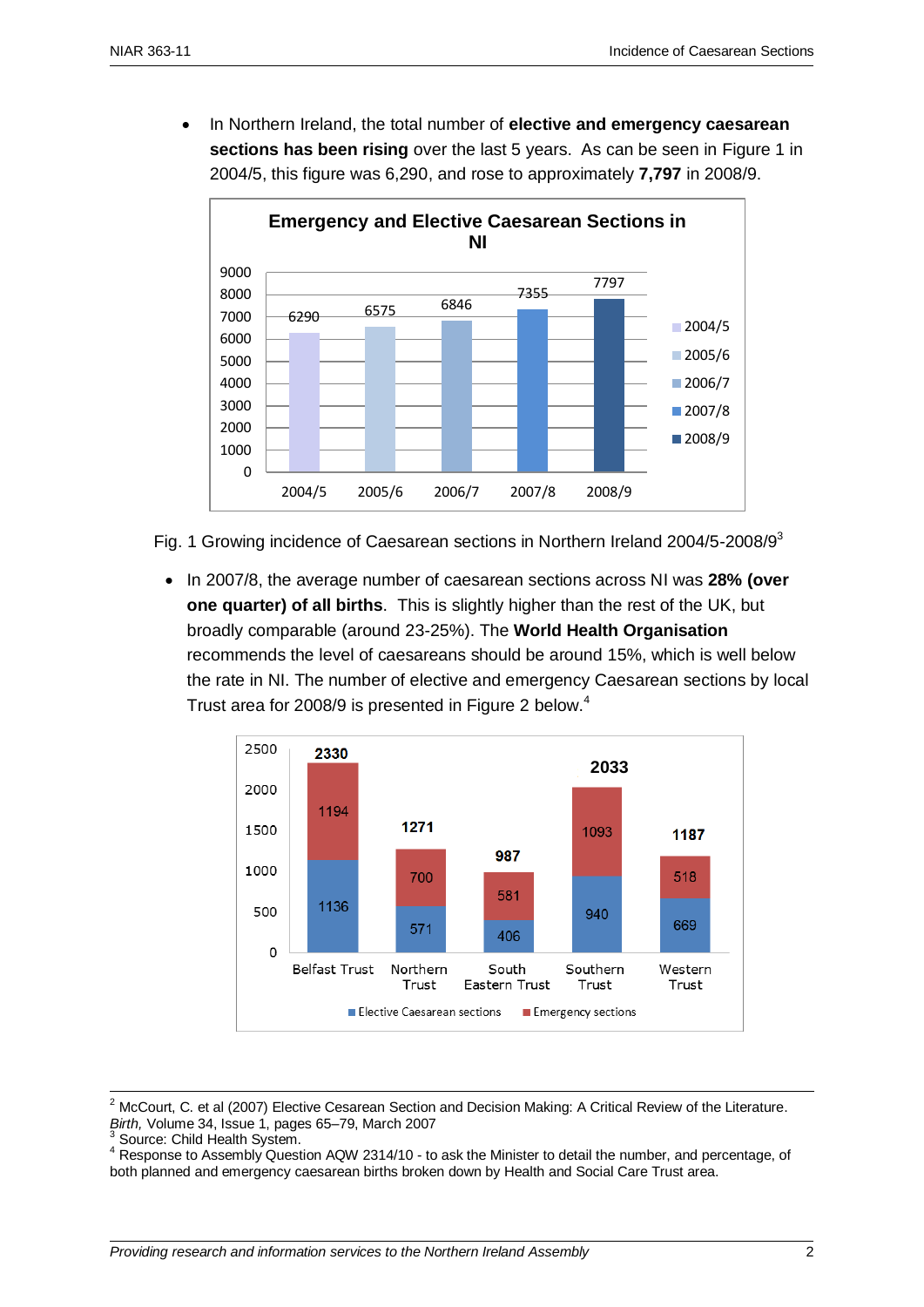- In Northern Ireland, the total number of **elective and emergency caesarean sections has been rising** over the last 5 years. As can be seen in Figure 1 in 2004/5, this figure was 6,290, and rose to approximately **7,797** in 2008/9.

**Emergency and Elective Caesarean Sections in NI**

| Year | Number |
|---|---|
| 2004/5 | 6290 |
| 2005/6 | 6575 |
| 2006/7 | 6846 |
| 2007/8 | 7355 |
| 2008/9 | 7797 |

Fig. 1 Growing incidence of Caesarean sections in Northern Ireland 2004/5-2008/9[3]

- In 2007/8, the average number of caesarean sections across NI was **28% (over one quarter) of all births**. This is slightly higher than the rest of the UK, but broadly comparable (around 23-25%). The **World Health Organisation** recommends the level of caesareans should be around 15%, which is well below the rate in NI. The number of elective and emergency Caesarean sections by local Trust area for 2008/9 is presented in Figure 2 below.[4]

| Trust | Elective Caesarean sections | Emergency sections | Total |
|---|---|---|---|
| Belfast Trust | 1136 | 1194 | 2330 |
| Northern Trust | 571 | 700 | 1271 |
| South Eastern Trust | 406 | 581 | 987 |
| Southern Trust | 940 | 1093 | 2033 |
| Western Trust | 669 | 518 | 1187 |

---

[2] McCourt, C. et al (2007) Elective Cesarean Section and Decision Making: A Critical Review of the Literature. *Birth,* Volume 34, Issue 1, pages 65–79, March 2007

[3] Source: Child Health System.

[4] Response to Assembly Question AQW 2314/10 - to ask the Minister to detail the number, and percentage, of both planned and emergency caesarean births broken down by Health and Social Care Trust area.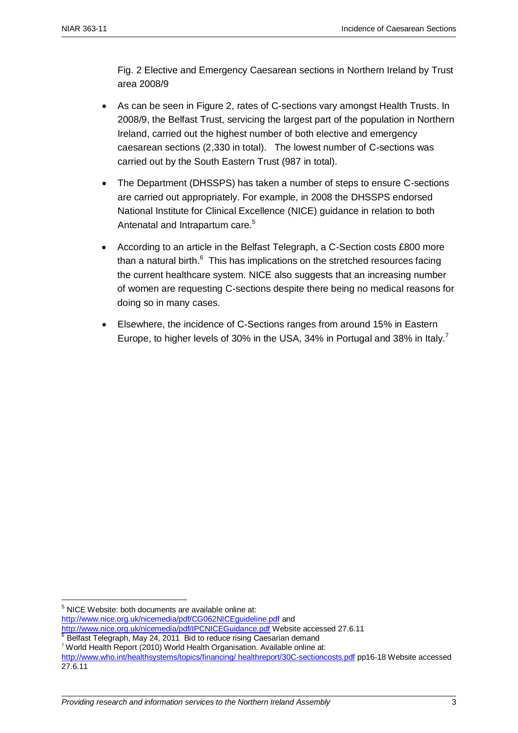Fig. 2 Elective and Emergency Caesarean sections in Northern Ireland by Trust area 2008/9

- As can be seen in Figure 2, rates of C-sections vary amongst Health Trusts. In 2008/9, the Belfast Trust, servicing the largest part of the population in Northern Ireland, carried out the highest number of both elective and emergency caesarean sections (2,330 in total). The lowest number of C-sections was carried out by the South Eastern Trust (987 in total).
- The Department (DHSSPS) has taken a number of steps to ensure C-sections are carried out appropriately. For example, in 2008 the DHSSPS endorsed National Institute for Clinical Excellence (NICE) guidance in relation to both Antenatal and Intrapartum care.[5]
- According to an article in the Belfast Telegraph, a C-Section costs £800 more than a natural birth.[6] This has implications on the stretched resources facing the current healthcare system. NICE also suggests that an increasing number of women are requesting C-sections despite there being no medical reasons for doing so in many cases.
- Elsewhere, the incidence of C-Sections ranges from around 15% in Eastern Europe, to higher levels of 30% in the USA, 34% in Portugal and 38% in Italy.[7]

---

[5] NICE Website: both documents are available online at: http://www.nice.org.uk/nicemedia/pdf/CG062NICEguideline.pdf and http://www.nice.org.uk/nicemedia/pdf/IPCNICEGuidance.pdf Website accessed 27.6.11

[6] Belfast Telegraph, May 24, 2011 Bid to reduce rising Caesarian demand

[7] World Health Report (2010) World Health Organisation. Available online at: http://www.who.int/healthsystems/topics/financing/ healthreport/30C-sectioncosts.pdf pp16-18 Website accessed 27.6.11